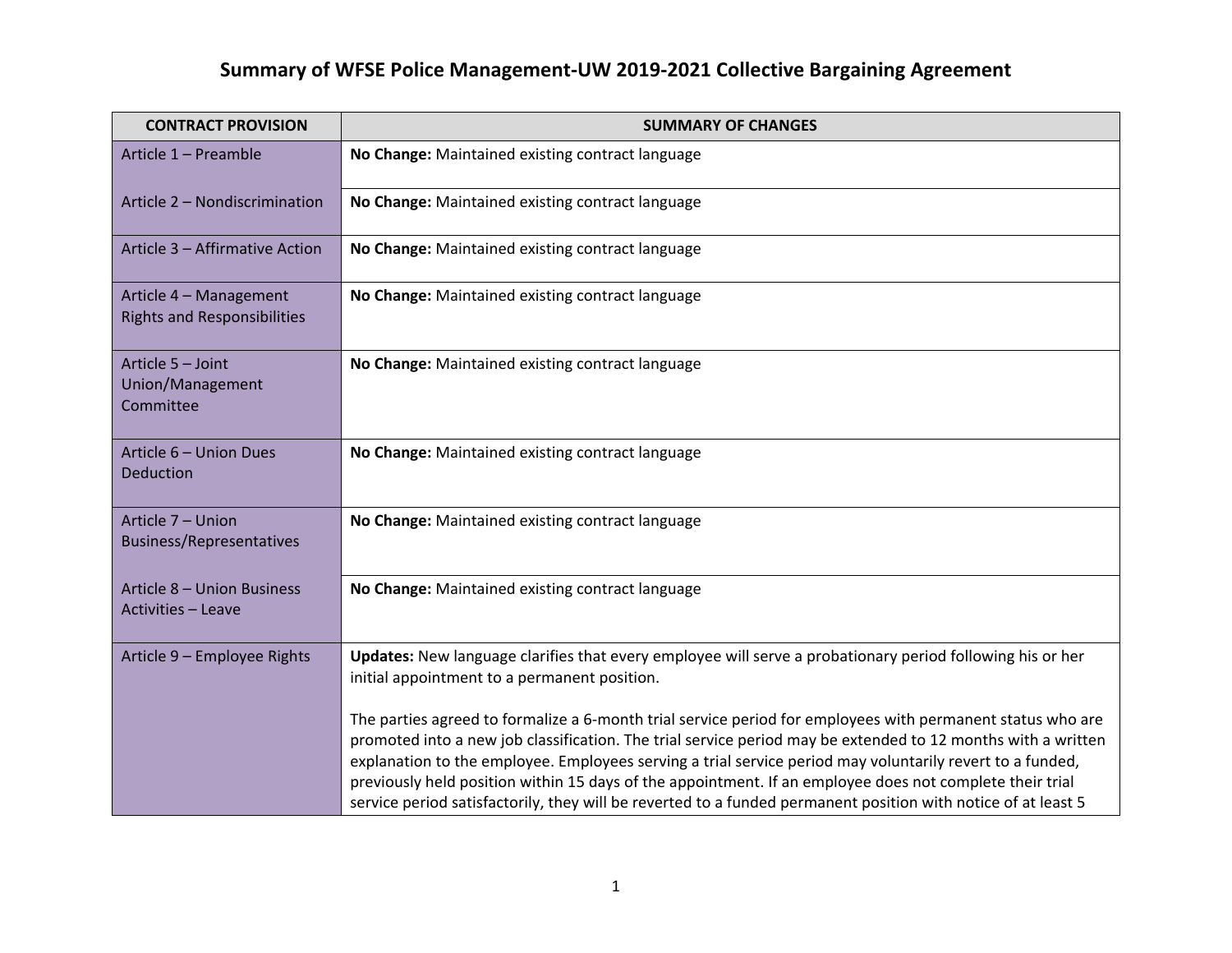# Summary of WFSE Police Management-UW 2019-2021 Collective Bargaining Agreement

| CONTRACT PROVISION | SUMMARY OF CHANGES |
|---|---|
| Article 1 – Preamble | **No Change:** Maintained existing contract language |
| Article 2 – Nondiscrimination | **No Change:** Maintained existing contract language |
| Article 3 – Affirmative Action | **No Change:** Maintained existing contract language |
| Article 4 – Management Rights and Responsibilities | **No Change:** Maintained existing contract language |
| Article 5 – Joint Union/Management Committee | **No Change:** Maintained existing contract language |
| Article 6 – Union Dues Deduction | **No Change:** Maintained existing contract language |
| Article 7 – Union Business/Representatives | **No Change:** Maintained existing contract language |
| Article 8 – Union Business Activities – Leave | **No Change:** Maintained existing contract language |
| Article 9 – Employee Rights | **Updates:** New language clarifies that every employee will serve a probationary period following his or her initial appointment to a permanent position.<br><br>The parties agreed to formalize a 6-month trial service period for employees with permanent status who are promoted into a new job classification. The trial service period may be extended to 12 months with a written explanation to the employee. Employees serving a trial service period may voluntarily revert to a funded, previously held position within 15 days of the appointment. If an employee does not complete their trial service period satisfactorily, they will be reverted to a funded permanent position with notice of at least 5 |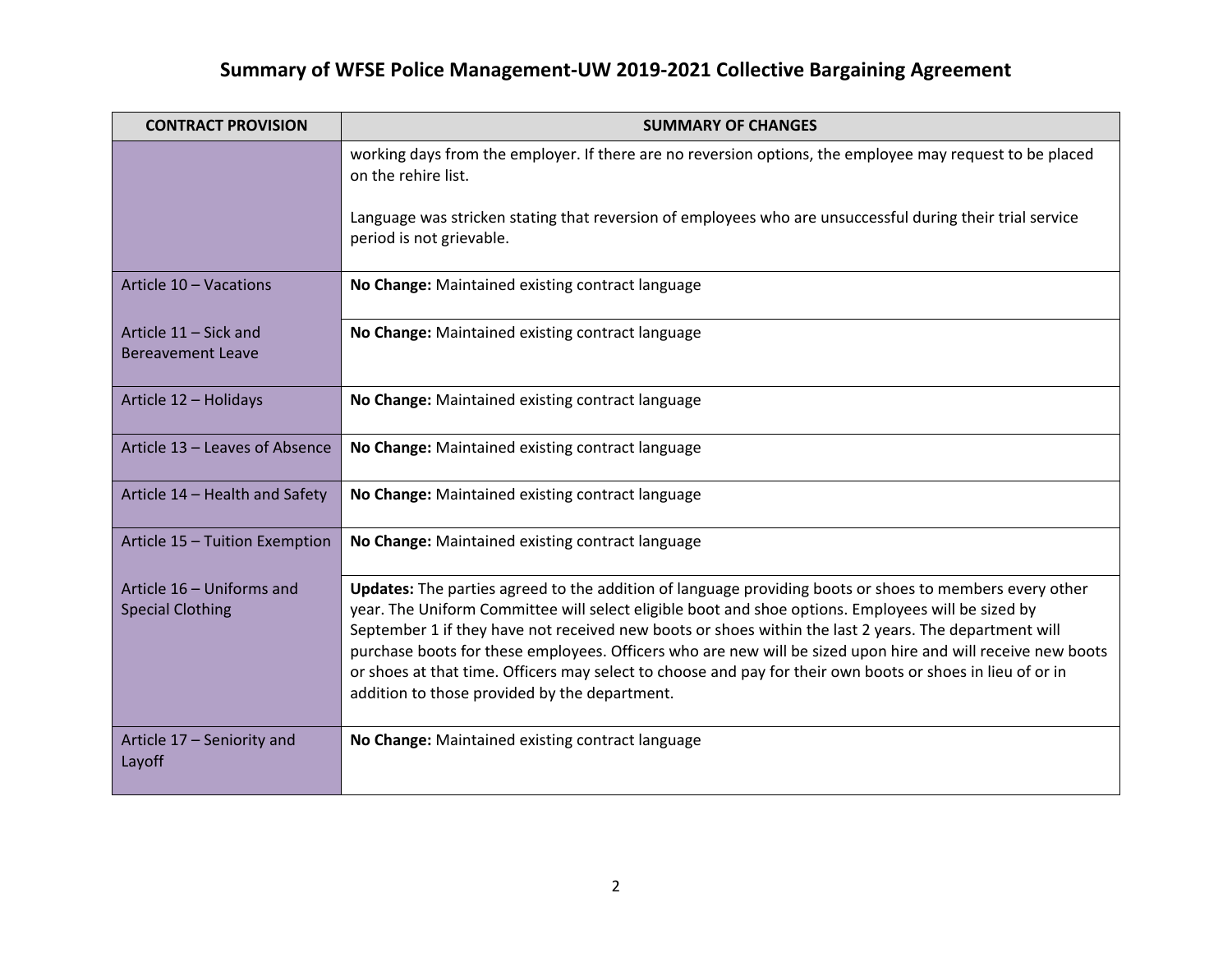# Summary of WFSE Police Management-UW 2019-2021 Collective Bargaining Agreement

| CONTRACT PROVISION | SUMMARY OF CHANGES |
|---|---|
| | working days from the employer. If there are no reversion options, the employee may request to be placed on the rehire list.<br><br>Language was stricken stating that reversion of employees who are unsuccessful during their trial service period is not grievable. |
| Article 10 – Vacations | **No Change:** Maintained existing contract language |
| Article 11 – Sick and Bereavement Leave | **No Change:** Maintained existing contract language |
| Article 12 – Holidays | **No Change:** Maintained existing contract language |
| Article 13 – Leaves of Absence | **No Change:** Maintained existing contract language |
| Article 14 – Health and Safety | **No Change:** Maintained existing contract language |
| Article 15 – Tuition Exemption | **No Change:** Maintained existing contract language |
| Article 16 – Uniforms and Special Clothing | **Updates:** The parties agreed to the addition of language providing boots or shoes to members every other year. The Uniform Committee will select eligible boot and shoe options. Employees will be sized by September 1 if they have not received new boots or shoes within the last 2 years. The department will purchase boots for these employees. Officers who are new will be sized upon hire and will receive new boots or shoes at that time. Officers may select to choose and pay for their own boots or shoes in lieu of or in addition to those provided by the department. |
| Article 17 – Seniority and Layoff | **No Change:** Maintained existing contract language |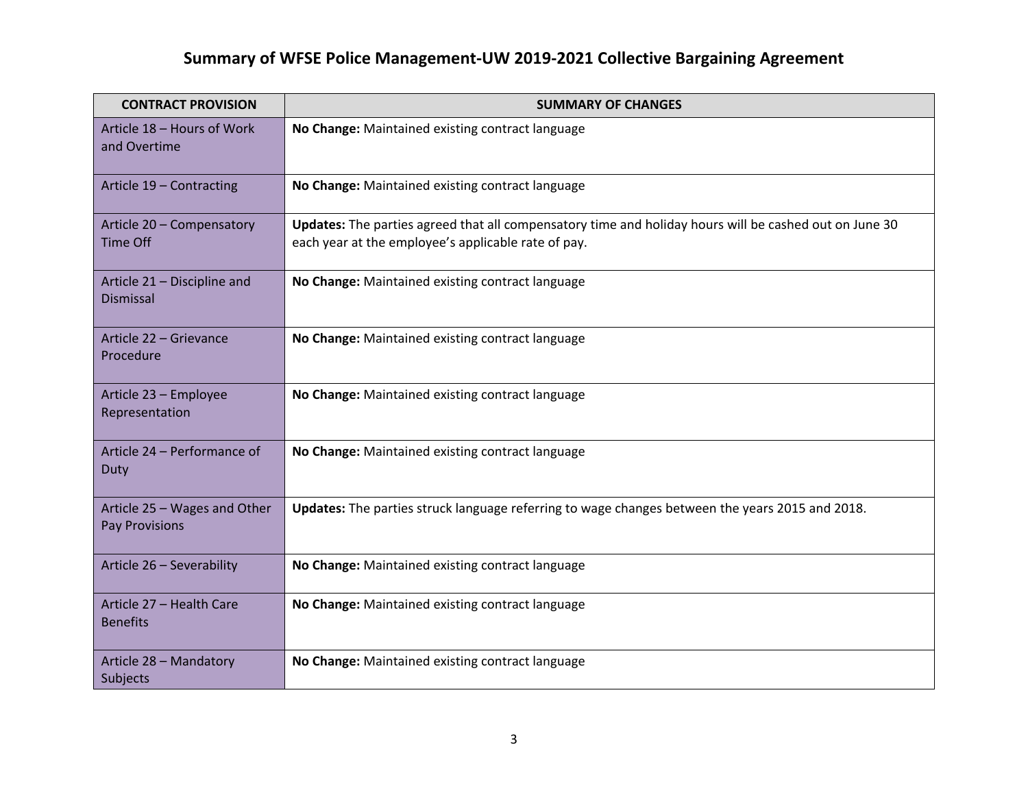# Summary of WFSE Police Management-UW 2019-2021 Collective Bargaining Agreement

| CONTRACT PROVISION | SUMMARY OF CHANGES |
|---|---|
| Article 18 – Hours of Work and Overtime | **No Change:** Maintained existing contract language |
| Article 19 – Contracting | **No Change:** Maintained existing contract language |
| Article 20 – Compensatory Time Off | **Updates:** The parties agreed that all compensatory time and holiday hours will be cashed out on June 30 each year at the employee's applicable rate of pay. |
| Article 21 – Discipline and Dismissal | **No Change:** Maintained existing contract language |
| Article 22 – Grievance Procedure | **No Change:** Maintained existing contract language |
| Article 23 – Employee Representation | **No Change:** Maintained existing contract language |
| Article 24 – Performance of Duty | **No Change:** Maintained existing contract language |
| Article 25 – Wages and Other Pay Provisions | **Updates:** The parties struck language referring to wage changes between the years 2015 and 2018. |
| Article 26 – Severability | **No Change:** Maintained existing contract language |
| Article 27 – Health Care Benefits | **No Change:** Maintained existing contract language |
| Article 28 – Mandatory Subjects | **No Change:** Maintained existing contract language |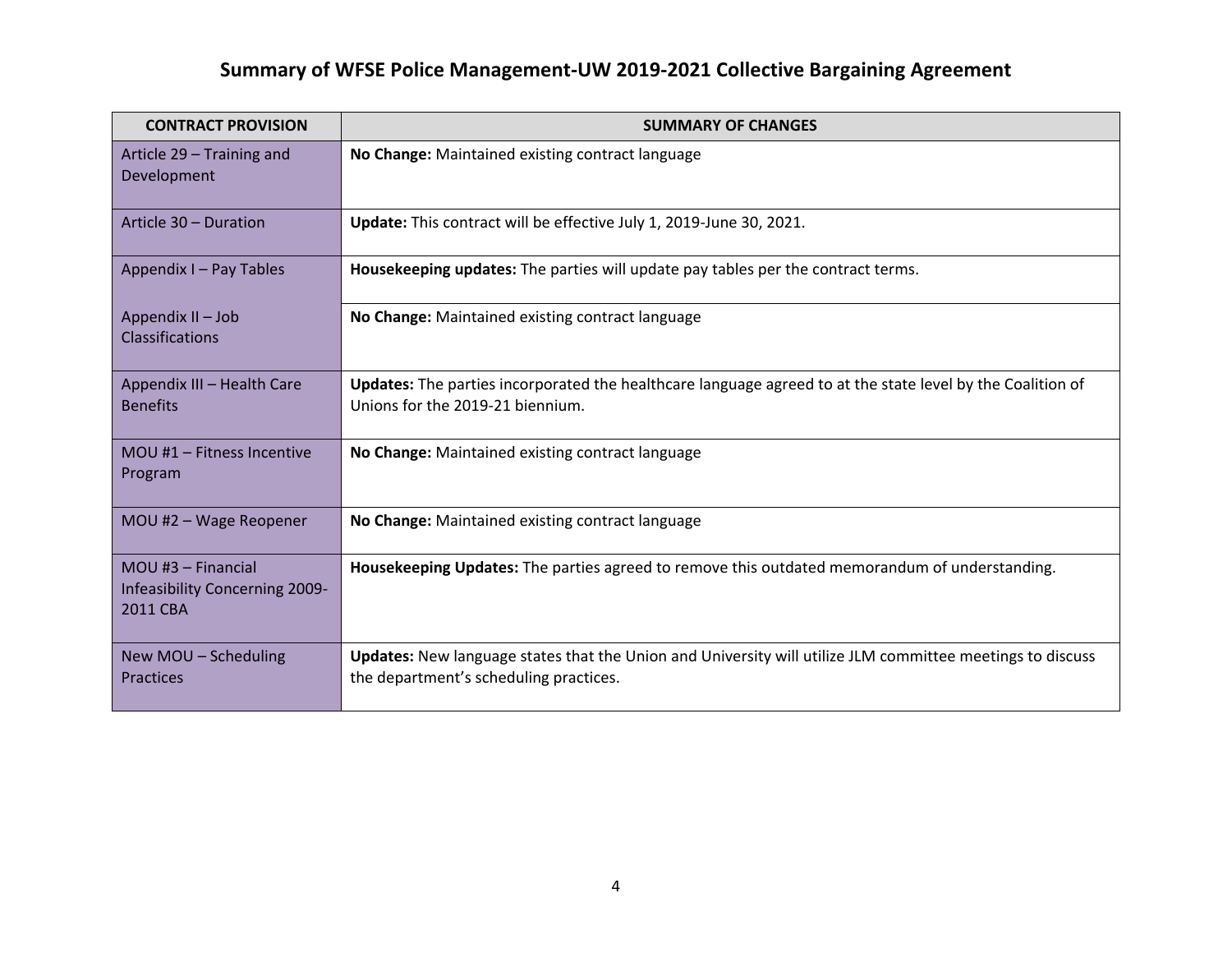# Summary of WFSE Police Management-UW 2019-2021 Collective Bargaining Agreement

| CONTRACT PROVISION | SUMMARY OF CHANGES |
|---|---|
| Article 29 – Training and Development | **No Change:** Maintained existing contract language |
| Article 30 – Duration | **Update:** This contract will be effective July 1, 2019-June 30, 2021. |
| Appendix I – Pay Tables | **Housekeeping updates:** The parties will update pay tables per the contract terms. |
| Appendix II – Job Classifications | **No Change:** Maintained existing contract language |
| Appendix III – Health Care Benefits | **Updates:** The parties incorporated the healthcare language agreed to at the state level by the Coalition of Unions for the 2019-21 biennium. |
| MOU #1 – Fitness Incentive Program | **No Change:** Maintained existing contract language |
| MOU #2 – Wage Reopener | **No Change:** Maintained existing contract language |
| MOU #3 – Financial Infeasibility Concerning 2009-2011 CBA | **Housekeeping Updates:** The parties agreed to remove this outdated memorandum of understanding. |
| New MOU – Scheduling Practices | **Updates:** New language states that the Union and University will utilize JLM committee meetings to discuss the department's scheduling practices. |